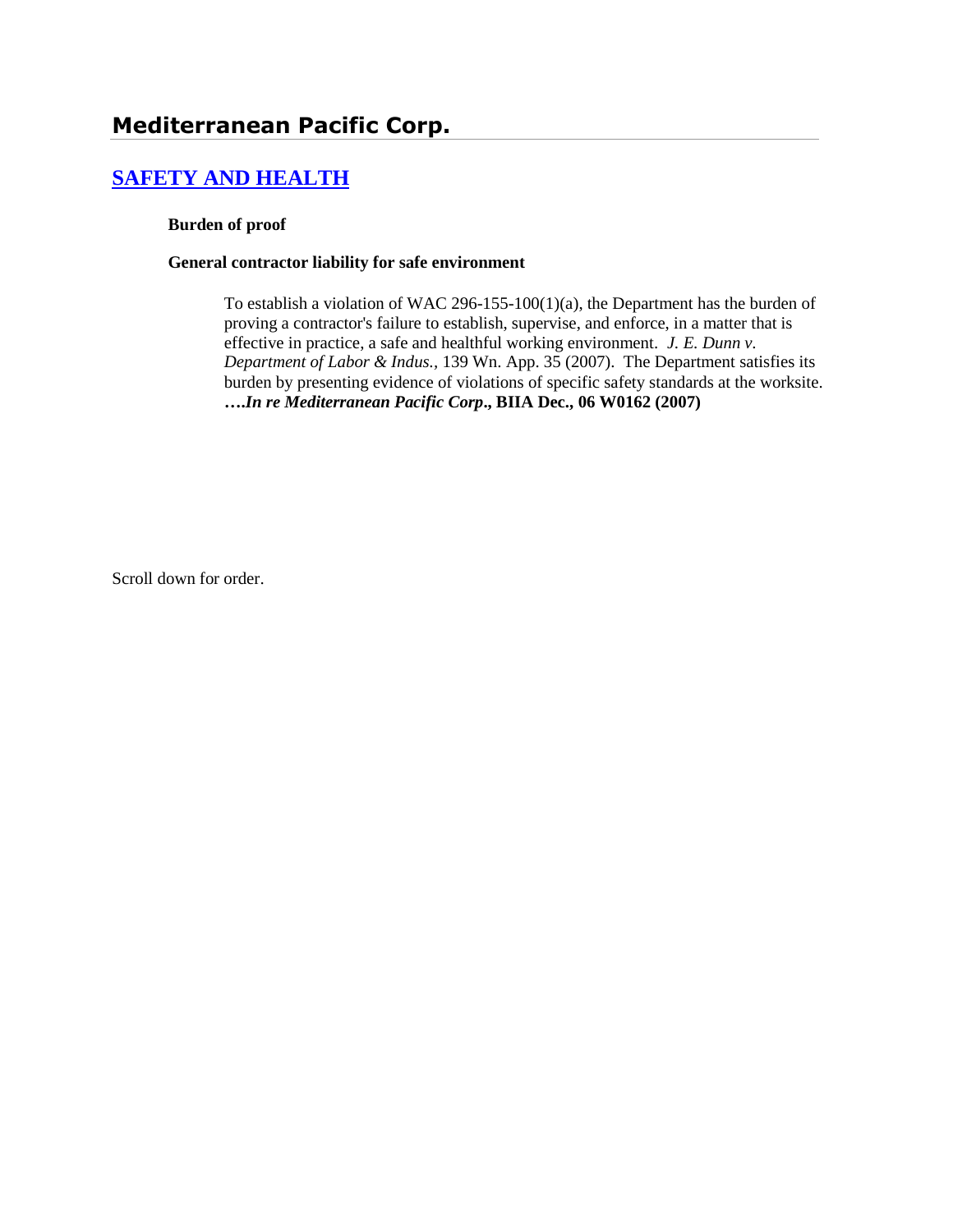## Mediterranean Pacific Corp.

### [SAFETY AND HEALTH]

**Burden of proof**

**General contractor liability for safe environment**

> To establish a violation of WAC 296-155-100(1)(a), the Department has the burden of proving a contractor's failure to establish, supervise, and enforce, in a matter that is effective in practice, a safe and healthful working environment. *J. E. Dunn v. Department of Labor & Indus.*, 139 Wn. App. 35 (2007). The Department satisfies its burden by presenting evidence of violations of specific safety standards at the worksite. ***….In re Mediterranean Pacific Corp*., BIIA Dec., 06 W0162 (2007)**

Scroll down for order.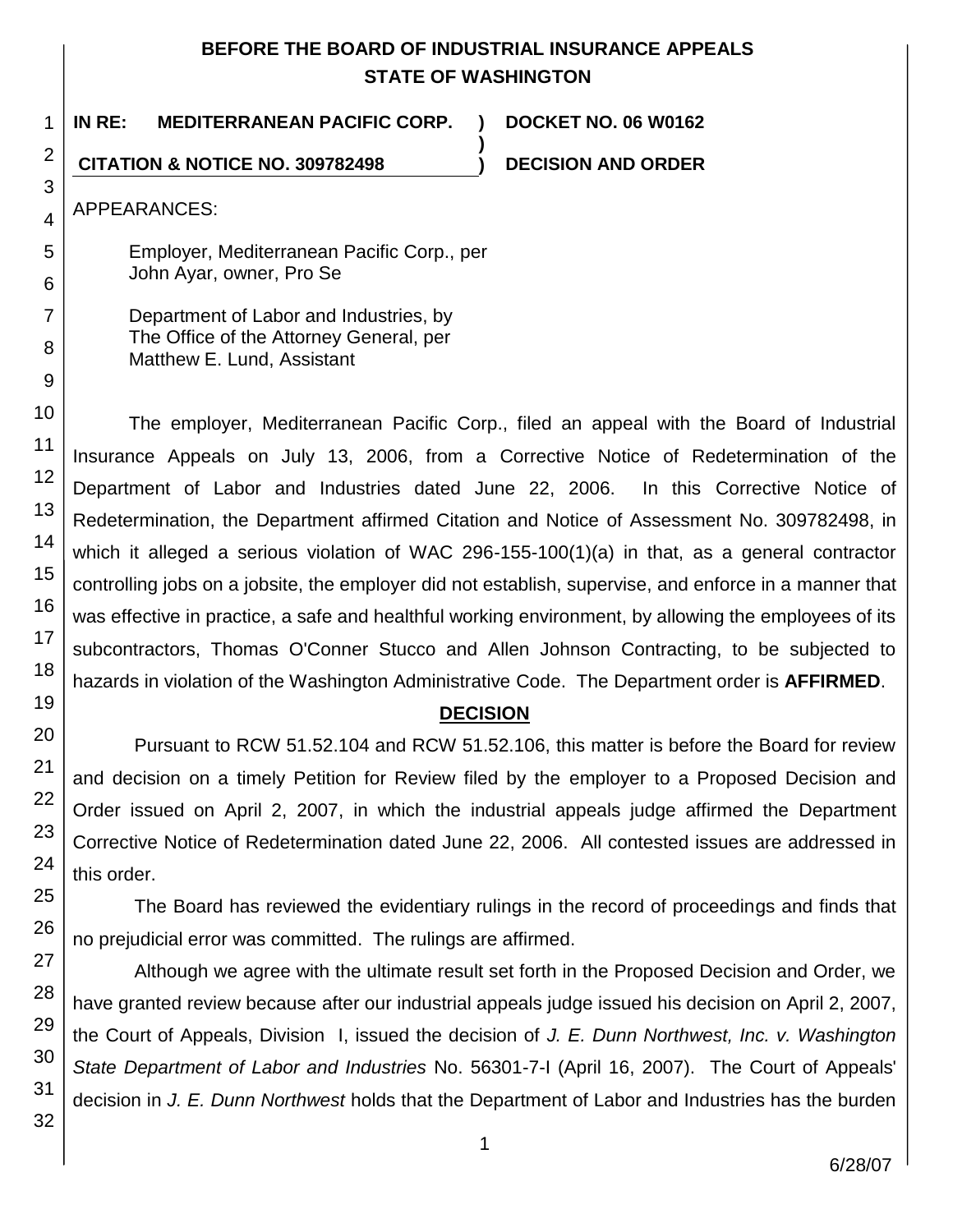**BEFORE THE BOARD OF INDUSTRIAL INSURANCE APPEALS**
**STATE OF WASHINGTON**

| | | |
|---|---|---|
| **IN RE: MEDITERRANEAN PACIFIC CORP.** | **)** | **DOCKET NO. 06 W0162** |
| | **)** | |
| **CITATION & NOTICE NO. 309782498** | **)** | **DECISION AND ORDER** |

APPEARANCES:

Employer, Mediterranean Pacific Corp., per
John Ayar, owner, Pro Se

Department of Labor and Industries, by
The Office of the Attorney General, per
Matthew E. Lund, Assistant

The employer, Mediterranean Pacific Corp., filed an appeal with the Board of Industrial Insurance Appeals on July 13, 2006, from a Corrective Notice of Redetermination of the Department of Labor and Industries dated June 22, 2006. In this Corrective Notice of Redetermination, the Department affirmed Citation and Notice of Assessment No. 309782498, in which it alleged a serious violation of WAC 296-155-100(1)(a) in that, as a general contractor controlling jobs on a jobsite, the employer did not establish, supervise, and enforce in a manner that was effective in practice, a safe and healthful working environment, by allowing the employees of its subcontractors, Thomas O'Conner Stucco and Allen Johnson Contracting, to be subjected to hazards in violation of the Washington Administrative Code. The Department order is **AFFIRMED**.

## DECISION

Pursuant to RCW 51.52.104 and RCW 51.52.106, this matter is before the Board for review and decision on a timely Petition for Review filed by the employer to a Proposed Decision and Order issued on April 2, 2007, in which the industrial appeals judge affirmed the Department Corrective Notice of Redetermination dated June 22, 2006. All contested issues are addressed in this order.

The Board has reviewed the evidentiary rulings in the record of proceedings and finds that no prejudicial error was committed. The rulings are affirmed.

Although we agree with the ultimate result set forth in the Proposed Decision and Order, we have granted review because after our industrial appeals judge issued his decision on April 2, 2007, the Court of Appeals, Division I, issued the decision of *J. E. Dunn Northwest, Inc. v. Washington State Department of Labor and Industries* No. 56301-7-I (April 16, 2007). The Court of Appeals' decision in *J. E. Dunn Northwest* holds that the Department of Labor and Industries has the burden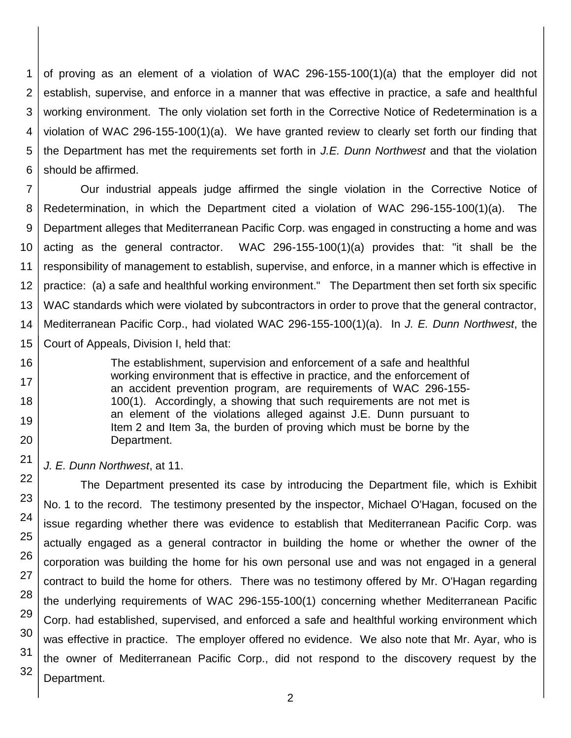of proving as an element of a violation of WAC 296-155-100(1)(a) that the employer did not establish, supervise, and enforce in a manner that was effective in practice, a safe and healthful working environment. The only violation set forth in the Corrective Notice of Redetermination is a violation of WAC 296-155-100(1)(a). We have granted review to clearly set forth our finding that the Department has met the requirements set forth in *J.E. Dunn Northwest* and that the violation should be affirmed.

Our industrial appeals judge affirmed the single violation in the Corrective Notice of Redetermination, in which the Department cited a violation of WAC 296-155-100(1)(a). The Department alleges that Mediterranean Pacific Corp. was engaged in constructing a home and was acting as the general contractor. WAC 296-155-100(1)(a) provides that: "it shall be the responsibility of management to establish, supervise, and enforce, in a manner which is effective in practice: (a) a safe and healthful working environment." The Department then set forth six specific WAC standards which were violated by subcontractors in order to prove that the general contractor, Mediterranean Pacific Corp., had violated WAC 296-155-100(1)(a). In *J. E. Dunn Northwest*, the Court of Appeals, Division I, held that:

> The establishment, supervision and enforcement of a safe and healthful working environment that is effective in practice, and the enforcement of an accident prevention program, are requirements of WAC 296-155-100(1). Accordingly, a showing that such requirements are not met is an element of the violations alleged against J.E. Dunn pursuant to Item 2 and Item 3a, the burden of proving which must be borne by the Department.

*J. E. Dunn Northwest*, at 11.

The Department presented its case by introducing the Department file, which is Exhibit No. 1 to the record. The testimony presented by the inspector, Michael O'Hagan, focused on the issue regarding whether there was evidence to establish that Mediterranean Pacific Corp. was actually engaged as a general contractor in building the home or whether the owner of the corporation was building the home for his own personal use and was not engaged in a general contract to build the home for others. There was no testimony offered by Mr. O'Hagan regarding the underlying requirements of WAC 296-155-100(1) concerning whether Mediterranean Pacific Corp. had established, supervised, and enforced a safe and healthful working environment which was effective in practice. The employer offered no evidence. We also note that Mr. Ayar, who is the owner of Mediterranean Pacific Corp., did not respond to the discovery request by the Department.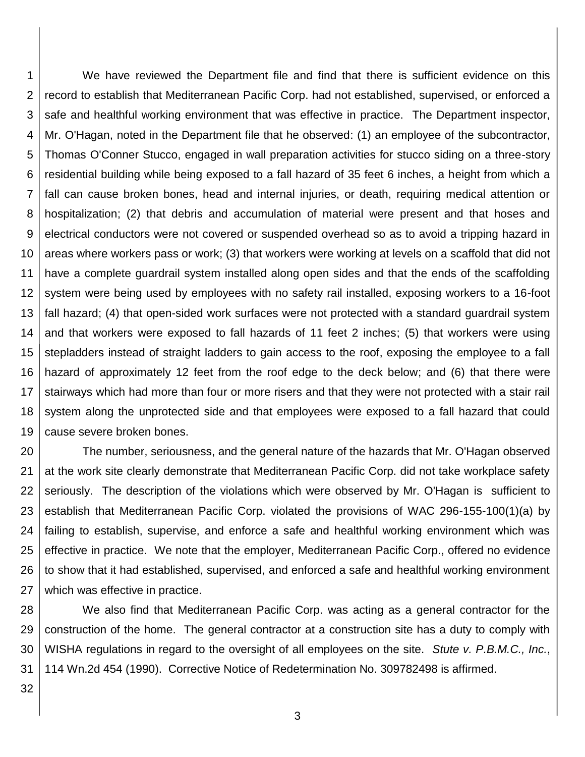We have reviewed the Department file and find that there is sufficient evidence on this record to establish that Mediterranean Pacific Corp. had not established, supervised, or enforced a safe and healthful working environment that was effective in practice. The Department inspector, Mr. O'Hagan, noted in the Department file that he observed: (1) an employee of the subcontractor, Thomas O'Conner Stucco, engaged in wall preparation activities for stucco siding on a three-story residential building while being exposed to a fall hazard of 35 feet 6 inches, a height from which a fall can cause broken bones, head and internal injuries, or death, requiring medical attention or hospitalization; (2) that debris and accumulation of material were present and that hoses and electrical conductors were not covered or suspended overhead so as to avoid a tripping hazard in areas where workers pass or work; (3) that workers were working at levels on a scaffold that did not have a complete guardrail system installed along open sides and that the ends of the scaffolding system were being used by employees with no safety rail installed, exposing workers to a 16-foot fall hazard; (4) that open-sided work surfaces were not protected with a standard guardrail system and that workers were exposed to fall hazards of 11 feet 2 inches; (5) that workers were using stepladders instead of straight ladders to gain access to the roof, exposing the employee to a fall hazard of approximately 12 feet from the roof edge to the deck below; and (6) that there were stairways which had more than four or more risers and that they were not protected with a stair rail system along the unprotected side and that employees were exposed to a fall hazard that could cause severe broken bones.

The number, seriousness, and the general nature of the hazards that Mr. O'Hagan observed at the work site clearly demonstrate that Mediterranean Pacific Corp. did not take workplace safety seriously. The description of the violations which were observed by Mr. O'Hagan is sufficient to establish that Mediterranean Pacific Corp. violated the provisions of WAC 296-155-100(1)(a) by failing to establish, supervise, and enforce a safe and healthful working environment which was effective in practice. We note that the employer, Mediterranean Pacific Corp., offered no evidence to show that it had established, supervised, and enforced a safe and healthful working environment which was effective in practice.

We also find that Mediterranean Pacific Corp. was acting as a general contractor for the construction of the home. The general contractor at a construction site has a duty to comply with WISHA regulations in regard to the oversight of all employees on the site. *Stute v. P.B.M.C., Inc.*, 114 Wn.2d 454 (1990). Corrective Notice of Redetermination No. 309782498 is affirmed.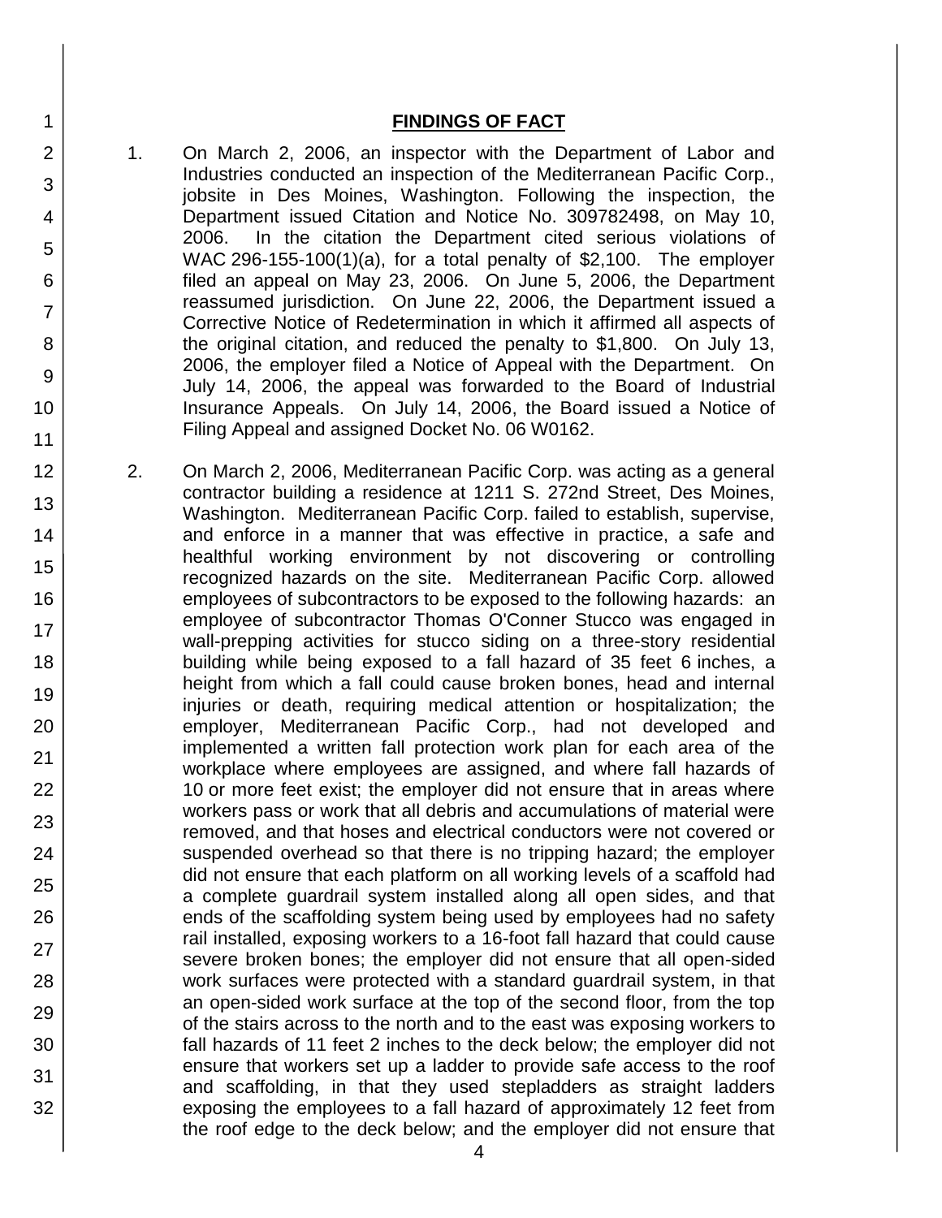## FINDINGS OF FACT

1. On March 2, 2006, an inspector with the Department of Labor and Industries conducted an inspection of the Mediterranean Pacific Corp., jobsite in Des Moines, Washington. Following the inspection, the Department issued Citation and Notice No. 309782498, on May 10, 2006. In the citation the Department cited serious violations of WAC 296-155-100(1)(a), for a total penalty of $2,100. The employer filed an appeal on May 23, 2006. On June 5, 2006, the Department reassumed jurisdiction. On June 22, 2006, the Department issued a Corrective Notice of Redetermination in which it affirmed all aspects of the original citation, and reduced the penalty to $1,800. On July 13, 2006, the employer filed a Notice of Appeal with the Department. On July 14, 2006, the appeal was forwarded to the Board of Industrial Insurance Appeals. On July 14, 2006, the Board issued a Notice of Filing Appeal and assigned Docket No. 06 W0162.

2. On March 2, 2006, Mediterranean Pacific Corp. was acting as a general contractor building a residence at 1211 S. 272nd Street, Des Moines, Washington. Mediterranean Pacific Corp. failed to establish, supervise, and enforce in a manner that was effective in practice, a safe and healthful working environment by not discovering or controlling recognized hazards on the site. Mediterranean Pacific Corp. allowed employees of subcontractors to be exposed to the following hazards: an employee of subcontractor Thomas O'Conner Stucco was engaged in wall-prepping activities for stucco siding on a three-story residential building while being exposed to a fall hazard of 35 feet 6 inches, a height from which a fall could cause broken bones, head and internal injuries or death, requiring medical attention or hospitalization; the employer, Mediterranean Pacific Corp., had not developed and implemented a written fall protection work plan for each area of the workplace where employees are assigned, and where fall hazards of 10 or more feet exist; the employer did not ensure that in areas where workers pass or work that all debris and accumulations of material were removed, and that hoses and electrical conductors were not covered or suspended overhead so that there is no tripping hazard; the employer did not ensure that each platform on all working levels of a scaffold had a complete guardrail system installed along all open sides, and that ends of the scaffolding system being used by employees had no safety rail installed, exposing workers to a 16-foot fall hazard that could cause severe broken bones; the employer did not ensure that all open-sided work surfaces were protected with a standard guardrail system, in that an open-sided work surface at the top of the second floor, from the top of the stairs across to the north and to the east was exposing workers to fall hazards of 11 feet 2 inches to the deck below; the employer did not ensure that workers set up a ladder to provide safe access to the roof and scaffolding, in that they used stepladders as straight ladders exposing the employees to a fall hazard of approximately 12 feet from the roof edge to the deck below; and the employer did not ensure that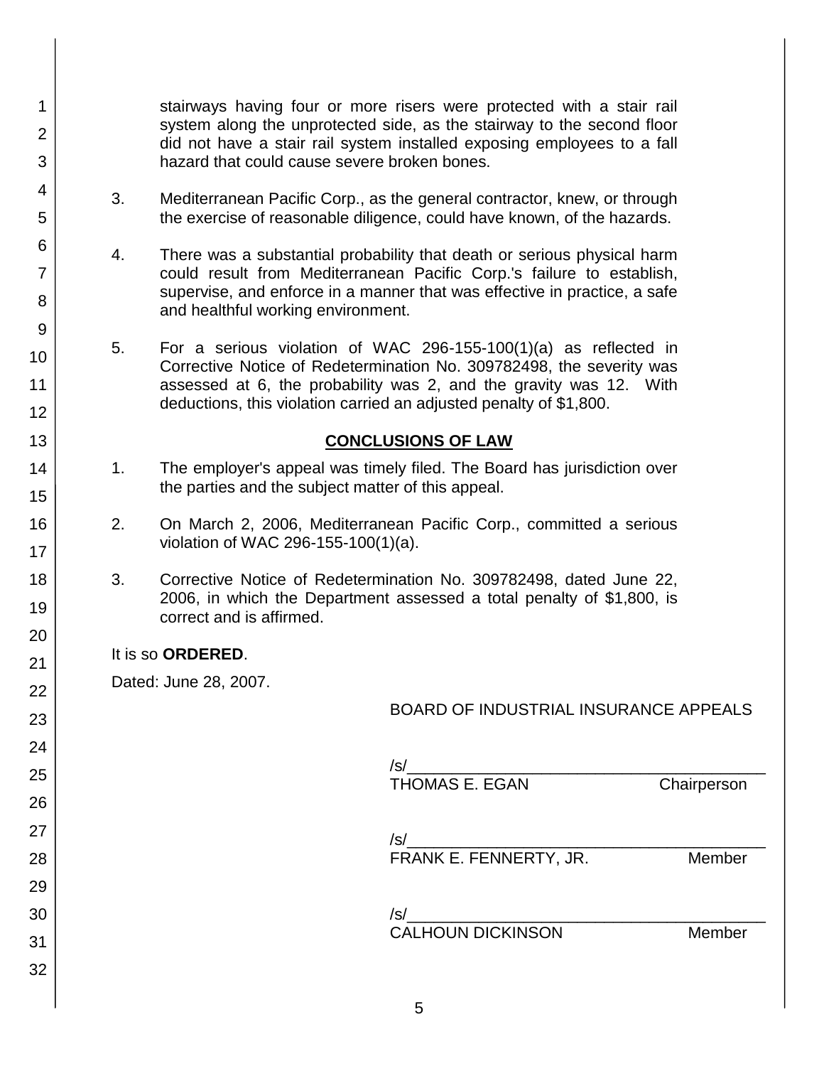stairways having four or more risers were protected with a stair rail system along the unprotected side, as the stairway to the second floor did not have a stair rail system installed exposing employees to a fall hazard that could cause severe broken bones.

3. Mediterranean Pacific Corp., as the general contractor, knew, or through the exercise of reasonable diligence, could have known, of the hazards.

4. There was a substantial probability that death or serious physical harm could result from Mediterranean Pacific Corp.'s failure to establish, supervise, and enforce in a manner that was effective in practice, a safe and healthful working environment.

5. For a serious violation of WAC 296-155-100(1)(a) as reflected in Corrective Notice of Redetermination No. 309782498, the severity was assessed at 6, the probability was 2, and the gravity was 12. With deductions, this violation carried an adjusted penalty of $1,800.

## CONCLUSIONS OF LAW

1. The employer's appeal was timely filed. The Board has jurisdiction over the parties and the subject matter of this appeal.

2. On March 2, 2006, Mediterranean Pacific Corp., committed a serious violation of WAC 296-155-100(1)(a).

3. Corrective Notice of Redetermination No. 309782498, dated June 22, 2006, in which the Department assessed a total penalty of $1,800, is correct and is affirmed.

It is so **ORDERED**.

Dated: June 28, 2007.

BOARD OF INDUSTRIAL INSURANCE APPEALS

/s/
THOMAS E. EGAN Chairperson

/s/
FRANK E. FENNERTY, JR. Member

/s/
CALHOUN DICKINSON Member